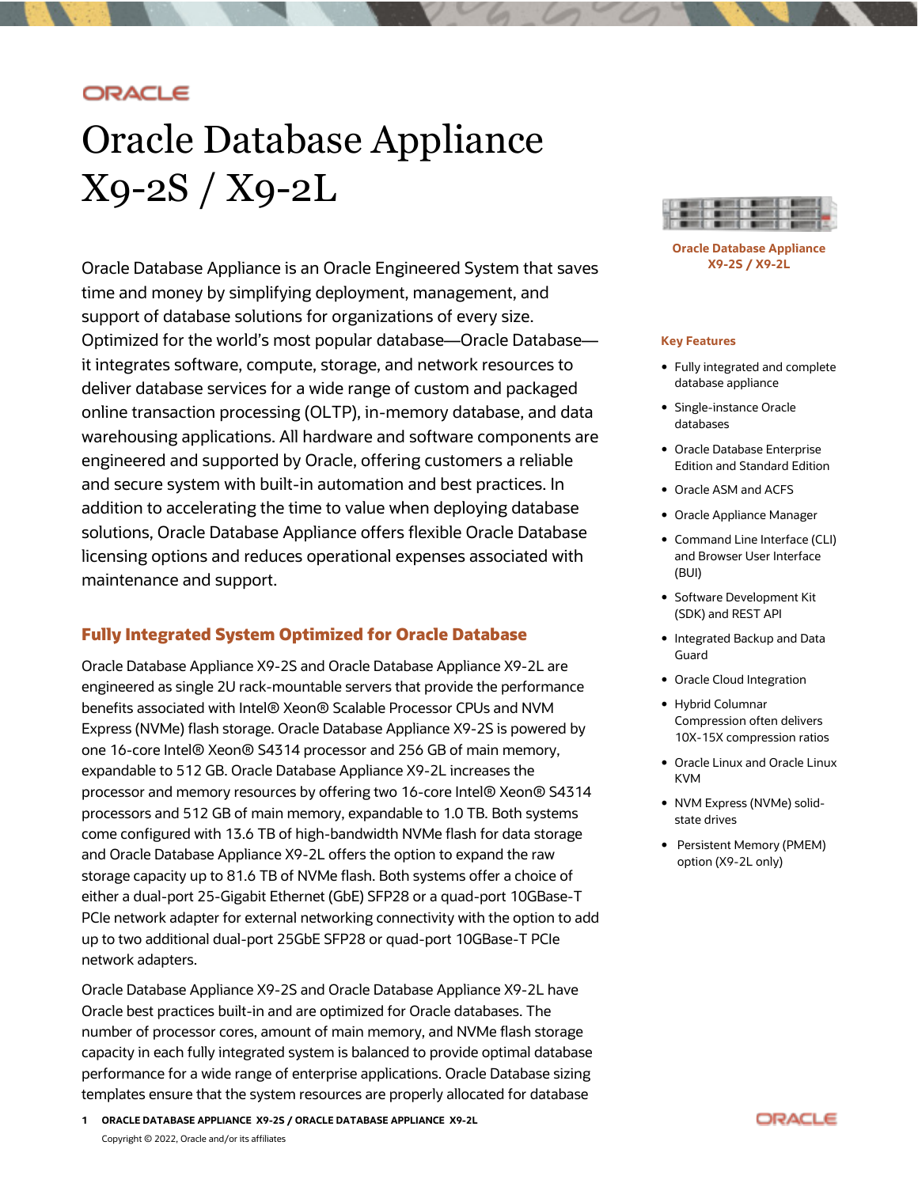ORACLE

# Oracle Database Appliance X9-2S / X9-2L

Oracle Database Appliance is an Oracle Engineered System that saves time and money by simplifying deployment, management, and support of database solutions for organizations of every size. Optimized for the world's most popular database—Oracle Database—it integrates software, compute, storage, and network resources to deliver database services for a wide range of custom and packaged online transaction processing (OLTP), in-memory database, and data warehousing applications. All hardware and software components are engineered and supported by Oracle, offering customers a reliable and secure system with built-in automation and best practices. In addition to accelerating the time to value when deploying database solutions, Oracle Database Appliance offers flexible Oracle Database licensing options and reduces operational expenses associated with maintenance and support.

Oracle Database Appliance X9-2S / X9-2L

**Key Features**

- Fully integrated and complete database appliance
- Single-instance Oracle databases
- Oracle Database Enterprise Edition and Standard Edition
- Oracle ASM and ACFS
- Oracle Appliance Manager
- Command Line Interface (CLI) and Browser User Interface (BUI)
- Software Development Kit (SDK) and REST API
- Integrated Backup and Data Guard
- Oracle Cloud Integration
- Hybrid Columnar Compression often delivers 10X-15X compression ratios
- Oracle Linux and Oracle Linux KVM
- NVM Express (NVMe) solid-state drives
- Persistent Memory (PMEM) option (X9-2L only)

## Fully Integrated System Optimized for Oracle Database

Oracle Database Appliance X9-2S and Oracle Database Appliance X9-2L are engineered as single 2U rack-mountable servers that provide the performance benefits associated with Intel® Xeon® Scalable Processor CPUs and NVM Express (NVMe) flash storage. Oracle Database Appliance X9-2S is powered by one 16-core Intel® Xeon® S4314 processor and 256 GB of main memory, expandable to 512 GB. Oracle Database Appliance X9-2L increases the processor and memory resources by offering two 16-core Intel® Xeon® S4314 processors and 512 GB of main memory, expandable to 1.0 TB. Both systems come configured with 13.6 TB of high-bandwidth NVMe flash for data storage and Oracle Database Appliance X9-2L offers the option to expand the raw storage capacity up to 81.6 TB of NVMe flash. Both systems offer a choice of either a dual-port 25-Gigabit Ethernet (GbE) SFP28 or a quad-port 10GBase-T PCIe network adapter for external networking connectivity with the option to add up to two additional dual-port 25GbE SFP28 or quad-port 10GBase-T PCIe network adapters.

Oracle Database Appliance X9-2S and Oracle Database Appliance X9-2L have Oracle best practices built-in and are optimized for Oracle databases. The number of processor cores, amount of main memory, and NVMe flash storage capacity in each fully integrated system is balanced to provide optimal database performance for a wide range of enterprise applications. Oracle Database sizing templates ensure that the system resources are properly allocated for database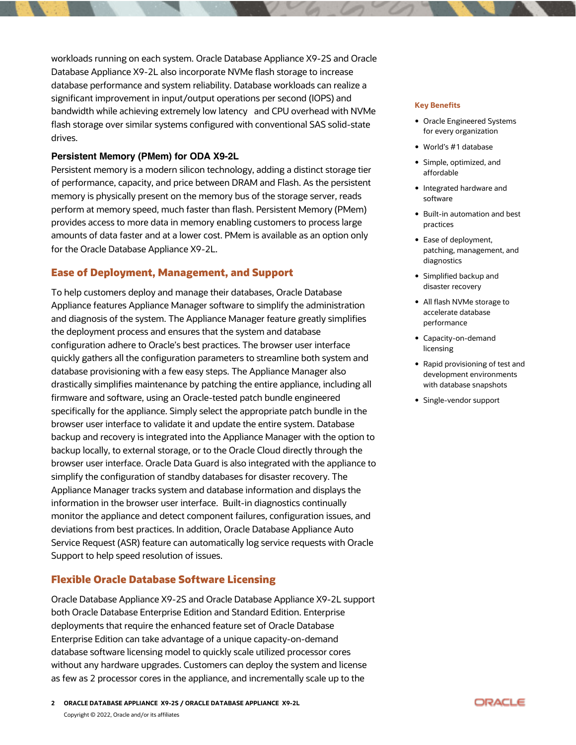workloads running on each system. Oracle Database Appliance X9-2S and Oracle Database Appliance X9-2L also incorporate NVMe flash storage to increase database performance and system reliability. Database workloads can realize a significant improvement in input/output operations per second (IOPS) and bandwidth while achieving extremely low latency and CPU overhead with NVMe flash storage over similar systems configured with conventional SAS solid-state drives.

**Persistent Memory (PMem) for ODA X9-2L**

Persistent memory is a modern silicon technology, adding a distinct storage tier of performance, capacity, and price between DRAM and Flash. As the persistent memory is physically present on the memory bus of the storage server, reads perform at memory speed, much faster than flash. Persistent Memory (PMem) provides access to more data in memory enabling customers to process large amounts of data faster and at a lower cost. PMem is available as an option only for the Oracle Database Appliance X9-2L.

## Ease of Deployment, Management, and Support

To help customers deploy and manage their databases, Oracle Database Appliance features Appliance Manager software to simplify the administration and diagnosis of the system. The Appliance Manager feature greatly simplifies the deployment process and ensures that the system and database configuration adhere to Oracle's best practices. The browser user interface quickly gathers all the configuration parameters to streamline both system and database provisioning with a few easy steps. The Appliance Manager also drastically simplifies maintenance by patching the entire appliance, including all firmware and software, using an Oracle-tested patch bundle engineered specifically for the appliance. Simply select the appropriate patch bundle in the browser user interface to validate it and update the entire system. Database backup and recovery is integrated into the Appliance Manager with the option to backup locally, to external storage, or to the Oracle Cloud directly through the browser user interface. Oracle Data Guard is also integrated with the appliance to simplify the configuration of standby databases for disaster recovery. The Appliance Manager tracks system and database information and displays the information in the browser user interface. Built-in diagnostics continually monitor the appliance and detect component failures, configuration issues, and deviations from best practices. In addition, Oracle Database Appliance Auto Service Request (ASR) feature can automatically log service requests with Oracle Support to help speed resolution of issues.

## Flexible Oracle Database Software Licensing

Oracle Database Appliance X9-2S and Oracle Database Appliance X9-2L support both Oracle Database Enterprise Edition and Standard Edition. Enterprise deployments that require the enhanced feature set of Oracle Database Enterprise Edition can take advantage of a unique capacity-on-demand database software licensing model to quickly scale utilized processor cores without any hardware upgrades. Customers can deploy the system and license as few as 2 processor cores in the appliance, and incrementally scale up to the

### Key Benefits

- Oracle Engineered Systems for every organization
- World's #1 database
- Simple, optimized, and affordable
- Integrated hardware and software
- Built-in automation and best practices
- Ease of deployment, patching, management, and diagnostics
- Simplified backup and disaster recovery
- All flash NVMe storage to accelerate database performance
- Capacity-on-demand licensing
- Rapid provisioning of test and development environments with database snapshots
- Single-vendor support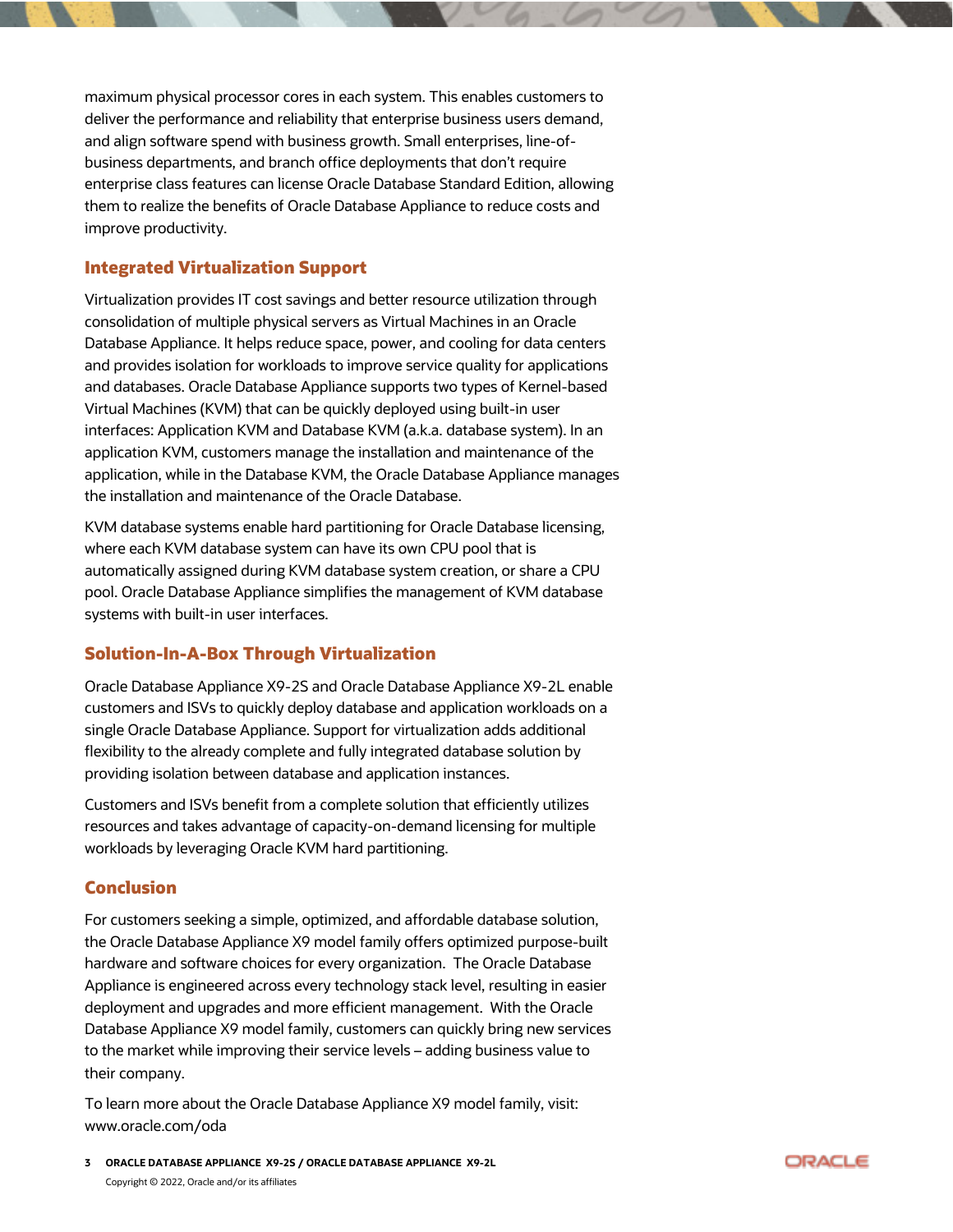maximum physical processor cores in each system. This enables customers to deliver the performance and reliability that enterprise business users demand, and align software spend with business growth. Small enterprises, line-of-business departments, and branch office deployments that don't require enterprise class features can license Oracle Database Standard Edition, allowing them to realize the benefits of Oracle Database Appliance to reduce costs and improve productivity.

## Integrated Virtualization Support

Virtualization provides IT cost savings and better resource utilization through consolidation of multiple physical servers as Virtual Machines in an Oracle Database Appliance. It helps reduce space, power, and cooling for data centers and provides isolation for workloads to improve service quality for applications and databases. Oracle Database Appliance supports two types of Kernel-based Virtual Machines (KVM) that can be quickly deployed using built-in user interfaces: Application KVM and Database KVM (a.k.a. database system). In an application KVM, customers manage the installation and maintenance of the application, while in the Database KVM, the Oracle Database Appliance manages the installation and maintenance of the Oracle Database.

KVM database systems enable hard partitioning for Oracle Database licensing, where each KVM database system can have its own CPU pool that is automatically assigned during KVM database system creation, or share a CPU pool. Oracle Database Appliance simplifies the management of KVM database systems with built-in user interfaces.

## Solution-In-A-Box Through Virtualization

Oracle Database Appliance X9-2S and Oracle Database Appliance X9-2L enable customers and ISVs to quickly deploy database and application workloads on a single Oracle Database Appliance. Support for virtualization adds additional flexibility to the already complete and fully integrated database solution by providing isolation between database and application instances.

Customers and ISVs benefit from a complete solution that efficiently utilizes resources and takes advantage of capacity-on-demand licensing for multiple workloads by leveraging Oracle KVM hard partitioning.

## Conclusion

For customers seeking a simple, optimized, and affordable database solution, the Oracle Database Appliance X9 model family offers optimized purpose-built hardware and software choices for every organization. The Oracle Database Appliance is engineered across every technology stack level, resulting in easier deployment and upgrades and more efficient management. With the Oracle Database Appliance X9 model family, customers can quickly bring new services to the market while improving their service levels – adding business value to their company.

To learn more about the Oracle Database Appliance X9 model family, visit: www.oracle.com/oda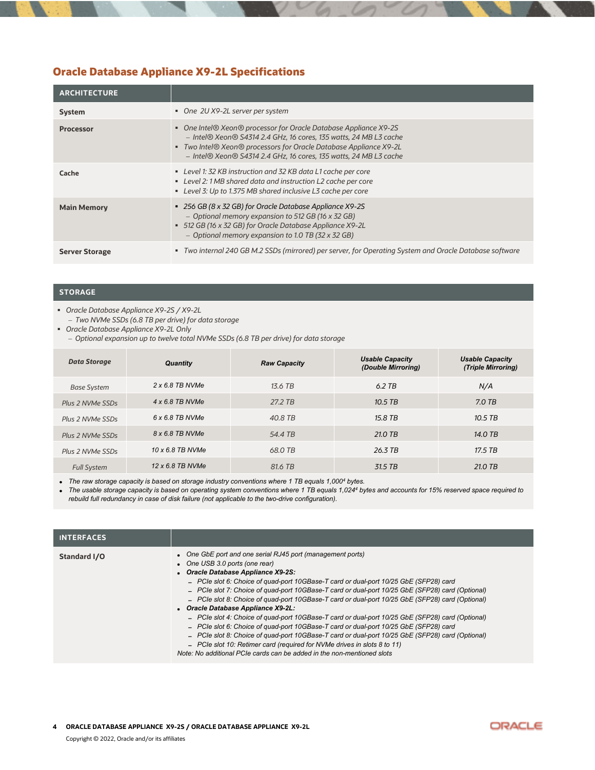## Oracle Database Appliance X9-2L Specifications

| ARCHITECTURE | |
|---|---|
| **System** | ▪ One 2U X9-2L server per system |
| **Processor** | ▪ One Intel® Xeon® processor for Oracle Database Appliance X9-2S<br>– Intel® Xeon® S4314 2.4 GHz, 16 cores, 135 watts, 24 MB L3 cache<br>▪ Two Intel® Xeon® processors for Oracle Database Appliance X9-2L<br>– Intel® Xeon® S4314 2.4 GHz, 16 cores, 135 watts, 24 MB L3 cache |
| **Cache** | ▪ Level 1: 32 KB instruction and 32 KB data L1 cache per core<br>▪ Level 2: 1 MB shared data and instruction L2 cache per core<br>▪ Level 3: Up to 1.375 MB shared inclusive L3 cache per core |
| **Main Memory** | ▪ 256 GB (8 x 32 GB) for Oracle Database Appliance X9-2S<br>– Optional memory expansion to 512 GB (16 x 32 GB)<br>▪ 512 GB (16 x 32 GB) for Oracle Database Appliance X9-2L<br>– Optional memory expansion to 1.0 TB (32 x 32 GB) |
| **Server Storage** | ▪ Two internal 240 GB M.2 SSDs (mirrored) per server, for Operating System and Oracle Database software |

### STORAGE

- Oracle Database Appliance X9-2S / X9-2L
  - Two NVMe SSDs (6.8 TB per drive) for data storage
- Oracle Database Appliance X9-2L Only
  - Optional expansion up to twelve total NVMe SSDs (6.8 TB per drive) for data storage

| Data Storage | Quantity | Raw Capacity | Usable Capacity (Double Mirroring) | Usable Capacity (Triple Mirroring) |
|---|---|---|---|---|
| Base System | 2 x 6.8 TB NVMe | 13.6 TB | 6.2 TB | N/A |
| Plus 2 NVMe SSDs | 4 x 6.8 TB NVMe | 27.2 TB | 10.5 TB | 7.0 TB |
| Plus 2 NVMe SSDs | 6 x 6.8 TB NVMe | 40.8 TB | 15.8 TB | 10.5 TB |
| Plus 2 NVMe SSDs | 8 x 6.8 TB NVMe | 54.4 TB | 21.0 TB | 14.0 TB |
| Plus 2 NVMe SSDs | 10 x 6.8 TB NVMe | 68.0 TB | 26.3 TB | 17.5 TB |
| Full System | 12 x 6.8 TB NVMe | 81.6 TB | 31.5 TB | 21.0 TB |

- The raw storage capacity is based on storage industry conventions where 1 TB equals $1{,}000^4$ bytes.
- The usable storage capacity is based on operating system conventions where 1 TB equals $1{,}024^4$ bytes and accounts for 15% reserved space required to rebuild full redundancy in case of disk failure (not applicable to the two-drive configuration).

| INTERFACES | |
|---|---|
| **Standard I/O** | • One GbE port and one serial RJ45 port (management ports)<br>• One USB 3.0 ports (one rear)<br>• **Oracle Database Appliance X9-2S:**<br>– PCIe slot 6: Choice of quad-port 10GBase-T card or dual-port 10/25 GbE (SFP28) card<br>– PCIe slot 7: Choice of quad-port 10GBase-T card or dual-port 10/25 GbE (SFP28) card (Optional)<br>– PCIe slot 8: Choice of quad-port 10GBase-T card or dual-port 10/25 GbE (SFP28) card (Optional)<br>• **Oracle Database Appliance X9-2L:**<br>– PCIe slot 4: Choice of quad-port 10GBase-T card or dual-port 10/25 GbE (SFP28) card (Optional)<br>– PCIe slot 6: Choice of quad-port 10GBase-T card or dual-port 10/25 GbE (SFP28) card<br>– PCIe slot 8: Choice of quad-port 10GBase-T card or dual-port 10/25 GbE (SFP28) card (Optional)<br>– PCIe slot 10: Retimer card (required for NVMe drives in slots 8 to 11)<br>Note: No additional PCIe cards can be added in the non-mentioned slots |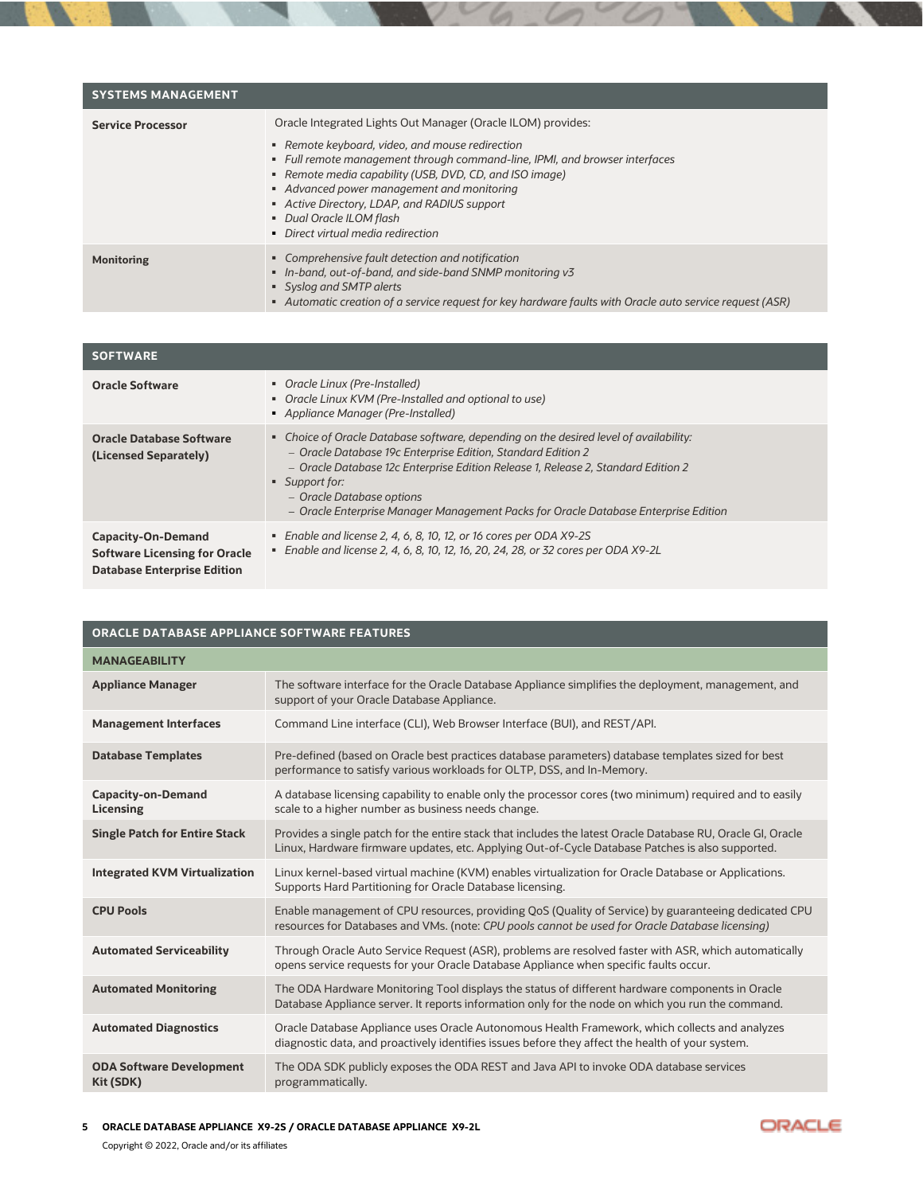| SYSTEMS MANAGEMENT | |
|---|---|
| **Service Processor** | Oracle Integrated Lights Out Manager (Oracle ILOM) provides:<br>▪ *Remote keyboard, video, and mouse redirection*<br>▪ *Full remote management through command-line, IPMI, and browser interfaces*<br>▪ *Remote media capability (USB, DVD, CD, and ISO image)*<br>▪ *Advanced power management and monitoring*<br>▪ *Active Directory, LDAP, and RADIUS support*<br>▪ *Dual Oracle ILOM flash*<br>▪ *Direct virtual media redirection* |
| **Monitoring** | ▪ *Comprehensive fault detection and notification*<br>▪ *In-band, out-of-band, and side-band SNMP monitoring v3*<br>▪ *Syslog and SMTP alerts*<br>▪ *Automatic creation of a service request for key hardware faults with Oracle auto service request (ASR)* |

| SOFTWARE | |
|---|---|
| **Oracle Software** | ▪ *Oracle Linux (Pre-Installed)*<br>▪ *Oracle Linux KVM (Pre-Installed and optional to use)*<br>▪ *Appliance Manager (Pre-Installed)* |
| **Oracle Database Software (Licensed Separately)** | ▪ *Choice of Oracle Database software, depending on the desired level of availability:*<br>  – *Oracle Database 19c Enterprise Edition, Standard Edition 2*<br>  – *Oracle Database 12c Enterprise Edition Release 1, Release 2, Standard Edition 2*<br>▪ *Support for:*<br>  – *Oracle Database options*<br>  – *Oracle Enterprise Manager Management Packs for Oracle Database Enterprise Edition* |
| **Capacity-On-Demand Software Licensing for Oracle Database Enterprise Edition** | ▪ *Enable and license 2, 4, 6, 8, 10, 12, or 16 cores per ODA X9-2S*<br>▪ *Enable and license 2, 4, 6, 8, 10, 12, 16, 20, 24, 28, or 32 cores per ODA X9-2L* |

| ORACLE DATABASE APPLIANCE SOFTWARE FEATURES | |
|---|---|
| **MANAGEABILITY** | |
| **Appliance Manager** | The software interface for the Oracle Database Appliance simplifies the deployment, management, and support of your Oracle Database Appliance. |
| **Management Interfaces** | Command Line interface (CLI), Web Browser Interface (BUI), and REST/API. |
| **Database Templates** | Pre-defined (based on Oracle best practices database parameters) database templates sized for best performance to satisfy various workloads for OLTP, DSS, and In-Memory. |
| **Capacity-on-Demand Licensing** | A database licensing capability to enable only the processor cores (two minimum) required and to easily scale to a higher number as business needs change. |
| **Single Patch for Entire Stack** | Provides a single patch for the entire stack that includes the latest Oracle Database RU, Oracle GI, Oracle Linux, Hardware firmware updates, etc. Applying Out-of-Cycle Database Patches is also supported. |
| **Integrated KVM Virtualization** | Linux kernel-based virtual machine (KVM) enables virtualization for Oracle Database or Applications. Supports Hard Partitioning for Oracle Database licensing. |
| **CPU Pools** | Enable management of CPU resources, providing QoS (Quality of Service) by guaranteeing dedicated CPU resources for Databases and VMs. (note: *CPU pools cannot be used for Oracle Database licensing)* |
| **Automated Serviceability** | Through Oracle Auto Service Request (ASR), problems are resolved faster with ASR, which automatically opens service requests for your Oracle Database Appliance when specific faults occur. |
| **Automated Monitoring** | The ODA Hardware Monitoring Tool displays the status of different hardware components in Oracle Database Appliance server. It reports information only for the node on which you run the command. |
| **Automated Diagnostics** | Oracle Database Appliance uses Oracle Autonomous Health Framework, which collects and analyzes diagnostic data, and proactively identifies issues before they affect the health of your system. |
| **ODA Software Development Kit (SDK)** | The ODA SDK publicly exposes the ODA REST and Java API to invoke ODA database services programmatically. |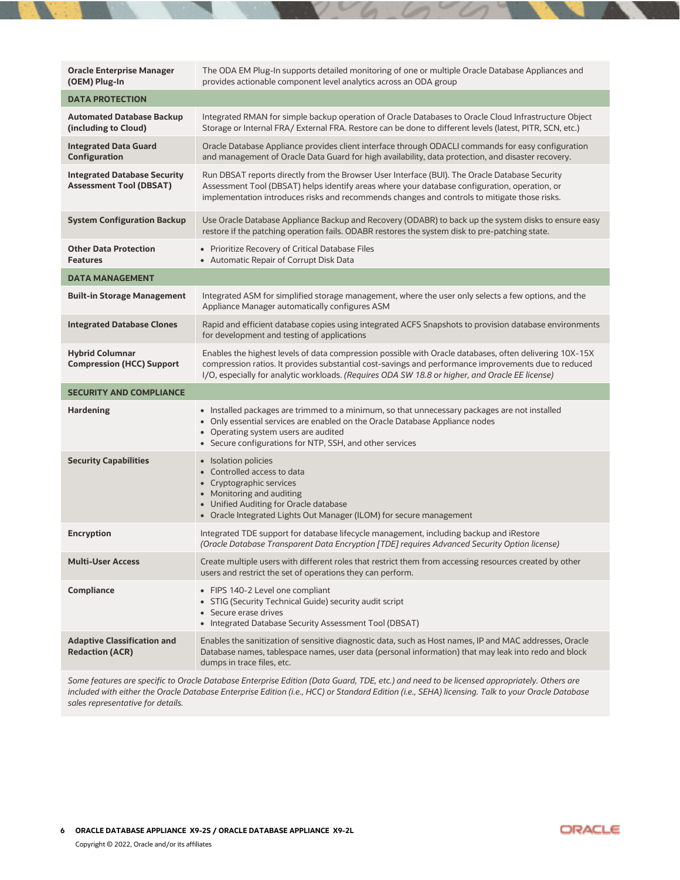| | |
|---|---|
| **Oracle Enterprise Manager (OEM) Plug-In** | The ODA EM Plug-In supports detailed monitoring of one or multiple Oracle Database Appliances and provides actionable component level analytics across an ODA group |
| **DATA PROTECTION** | |
| **Automated Database Backup (including to Cloud)** | Integrated RMAN for simple backup operation of Oracle Databases to Oracle Cloud Infrastructure Object Storage or Internal FRA/ External FRA. Restore can be done to different levels (latest, PITR, SCN, etc.) |
| **Integrated Data Guard Configuration** | Oracle Database Appliance provides client interface through ODACLI commands for easy configuration and management of Oracle Data Guard for high availability, data protection, and disaster recovery. |
| **Integrated Database Security Assessment Tool (DBSAT)** | Run DBSAT reports directly from the Browser User Interface (BUI). The Oracle Database Security Assessment Tool (DBSAT) helps identify areas where your database configuration, operation, or implementation introduces risks and recommends changes and controls to mitigate those risks. |
| **System Configuration Backup** | Use Oracle Database Appliance Backup and Recovery (ODABR) to back up the system disks to ensure easy restore if the patching operation fails. ODABR restores the system disk to pre-patching state. |
| **Other Data Protection Features** | • Prioritize Recovery of Critical Database Files<br>• Automatic Repair of Corrupt Disk Data |
| **DATA MANAGEMENT** | |
| **Built-in Storage Management** | Integrated ASM for simplified storage management, where the user only selects a few options, and the Appliance Manager automatically configures ASM |
| **Integrated Database Clones** | Rapid and efficient database copies using integrated ACFS Snapshots to provision database environments for development and testing of applications |
| **Hybrid Columnar Compression (HCC) Support** | Enables the highest levels of data compression possible with Oracle databases, often delivering 10X-15X compression ratios. It provides substantial cost-savings and performance improvements due to reduced I/O, especially for analytic workloads. *(Requires ODA SW 18.8 or higher, and Oracle EE license)* |
| **SECURITY AND COMPLIANCE** | |
| **Hardening** | • Installed packages are trimmed to a minimum, so that unnecessary packages are not installed<br>• Only essential services are enabled on the Oracle Database Appliance nodes<br>• Operating system users are audited<br>• Secure configurations for NTP, SSH, and other services |
| **Security Capabilities** | • Isolation policies<br>• Controlled access to data<br>• Cryptographic services<br>• Monitoring and auditing<br>• Unified Auditing for Oracle database<br>• Oracle Integrated Lights Out Manager (ILOM) for secure management |
| **Encryption** | Integrated TDE support for database lifecycle management, including backup and iRestore<br>*(Oracle Database Transparent Data Encryption [TDE] requires Advanced Security Option license)* |
| **Multi-User Access** | Create multiple users with different roles that restrict them from accessing resources created by other users and restrict the set of operations they can perform. |
| **Compliance** | • FIPS 140-2 Level one compliant<br>• STIG (Security Technical Guide) security audit script<br>• Secure erase drives<br>• Integrated Database Security Assessment Tool (DBSAT) |
| **Adaptive Classification and Redaction (ACR)** | Enables the sanitization of sensitive diagnostic data, such as Host names, IP and MAC addresses, Oracle Database names, tablespace names, user data (personal information) that may leak into redo and block dumps in trace files, etc. |

*Some features are specific to Oracle Database Enterprise Edition (Data Guard, TDE, etc.) and need to be licensed appropriately. Others are included with either the Oracle Database Enterprise Edition (i.e., HCC) or Standard Edition (i.e., SEHA) licensing. Talk to your Oracle Database sales representative for details.*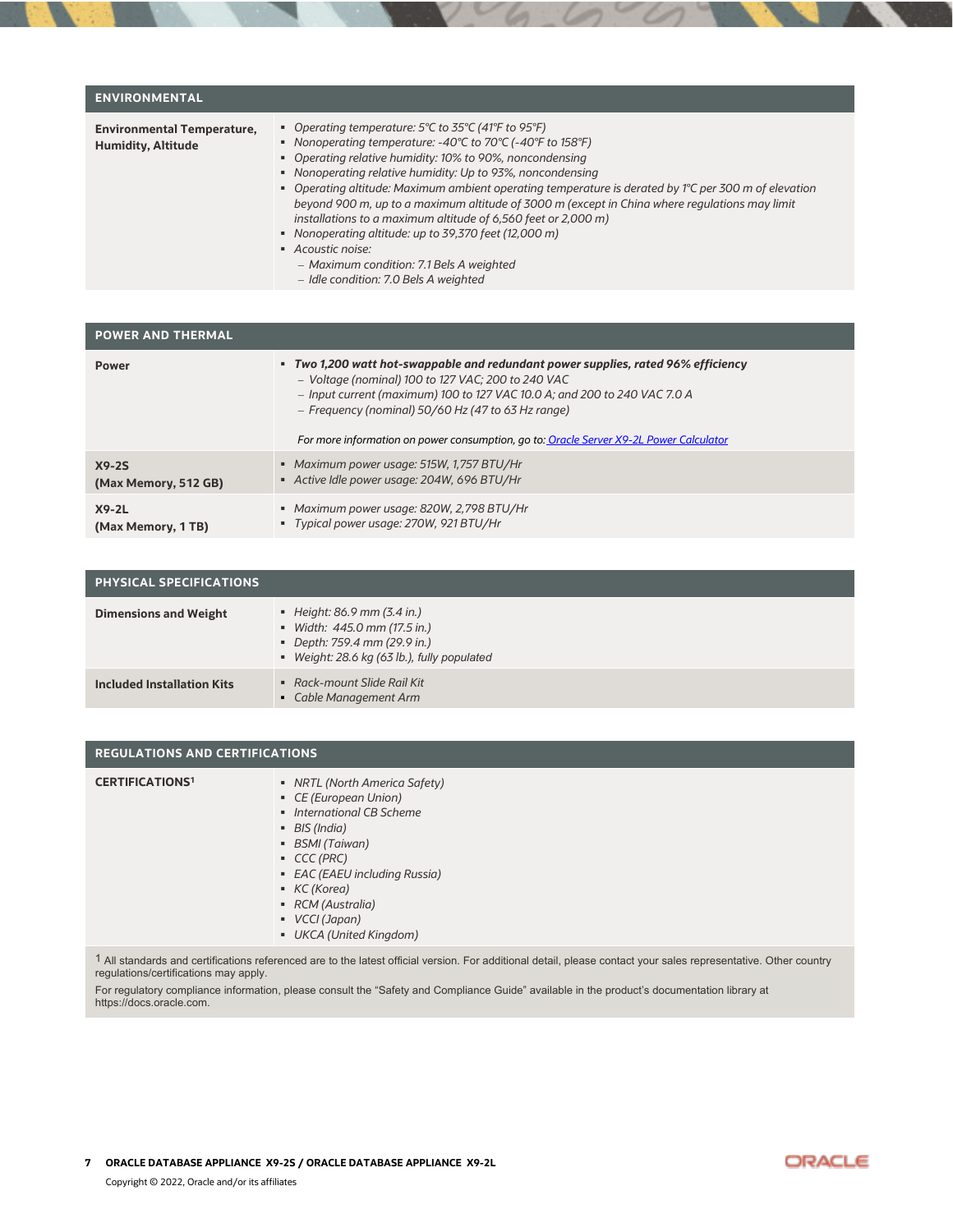| ENVIRONMENTAL | |
|---|---|
| **Environmental Temperature, Humidity, Altitude** | ▪ *Operating temperature: 5°C to 35°C (41°F to 95°F)*<br>▪ *Nonoperating temperature: -40°C to 70°C (-40°F to 158°F)*<br>▪ *Operating relative humidity: 10% to 90%, noncondensing*<br>▪ *Nonoperating relative humidity: Up to 93%, noncondensing*<br>▪ *Operating altitude: Maximum ambient operating temperature is derated by 1°C per 300 m of elevation beyond 900 m, up to a maximum altitude of 3000 m (except in China where regulations may limit installations to a maximum altitude of 6,560 feet or 2,000 m)*<br>▪ *Nonoperating altitude: up to 39,370 feet (12,000 m)*<br>▪ *Acoustic noise:*<br>– *Maximum condition: 7.1 Bels A weighted*<br>– *Idle condition: 7.0 Bels A weighted* |

| POWER AND THERMAL | |
|---|---|
| **Power** | ▪ ***Two 1,200 watt hot-swappable and redundant power supplies, rated 96% efficiency***<br>– *Voltage (nominal) 100 to 127 VAC; 200 to 240 VAC*<br>– *Input current (maximum) 100 to 127 VAC 10.0 A; and 200 to 240 VAC 7.0 A*<br>– *Frequency (nominal) 50/60 Hz (47 to 63 Hz range)*<br><br>*For more information on power consumption, go to: [Oracle Server X9-2L Power Calculator]()* |
| **X9-2S (Max Memory, 512 GB)** | ▪ *Maximum power usage: 515W, 1,757 BTU/Hr*<br>▪ *Active Idle power usage: 204W, 696 BTU/Hr* |
| **X9-2L (Max Memory, 1 TB)** | ▪ *Maximum power usage: 820W, 2,798 BTU/Hr*<br>▪ *Typical power usage: 270W, 921 BTU/Hr* |

| PHYSICAL SPECIFICATIONS | |
|---|---|
| **Dimensions and Weight** | ▪ *Height: 86.9 mm (3.4 in.)*<br>▪ *Width: 445.0 mm (17.5 in.)*<br>▪ *Depth: 759.4 mm (29.9 in.)*<br>▪ *Weight: 28.6 kg (63 lb.), fully populated* |
| **Included Installation Kits** | ▪ *Rack-mount Slide Rail Kit*<br>▪ *Cable Management Arm* |

| REGULATIONS AND CERTIFICATIONS | |
|---|---|
| **CERTIFICATIONS[1]** | ▪ *NRTL (North America Safety)*<br>▪ *CE (European Union)*<br>▪ *International CB Scheme*<br>▪ *BIS (India)*<br>▪ *BSMI (Taiwan)*<br>▪ *CCC (PRC)*<br>▪ *EAC (EAEU including Russia)*<br>▪ *KC (Korea)*<br>▪ *RCM (Australia)*<br>▪ *VCCI (Japan)*<br>▪ *UKCA (United Kingdom)* |

[1] All standards and certifications referenced are to the latest official version. For additional detail, please contact your sales representative. Other country regulations/certifications may apply.

For regulatory compliance information, please consult the "Safety and Compliance Guide" available in the product's documentation library at https://docs.oracle.com.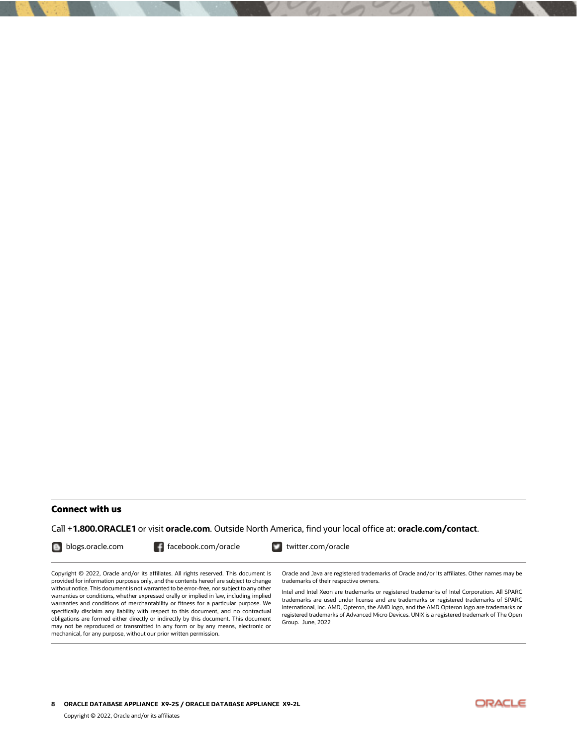## Connect with us

Call +**1.800.ORACLE1** or visit **oracle.com**. Outside North America, find your local office at: **oracle.com/contact**.

blogs.oracle.com    facebook.com/oracle    twitter.com/oracle

Copyright © 2022, Oracle and/or its affiliates. All rights reserved. This document is provided for information purposes only, and the contents hereof are subject to change without notice. This document is not warranted to be error-free, nor subject to any other warranties or conditions, whether expressed orally or implied in law, including implied warranties and conditions of merchantability or fitness for a particular purpose. We specifically disclaim any liability with respect to this document, and no contractual obligations are formed either directly or indirectly by this document. This document may not be reproduced or transmitted in any form or by any means, electronic or mechanical, for any purpose, without our prior written permission.

Oracle and Java are registered trademarks of Oracle and/or its affiliates. Other names may be trademarks of their respective owners.

Intel and Intel Xeon are trademarks or registered trademarks of Intel Corporation. All SPARC trademarks are used under license and are trademarks or registered trademarks of SPARC International, Inc. AMD, Opteron, the AMD logo, and the AMD Opteron logo are trademarks or registered trademarks of Advanced Micro Devices. UNIX is a registered trademark of The Open Group. June, 2022